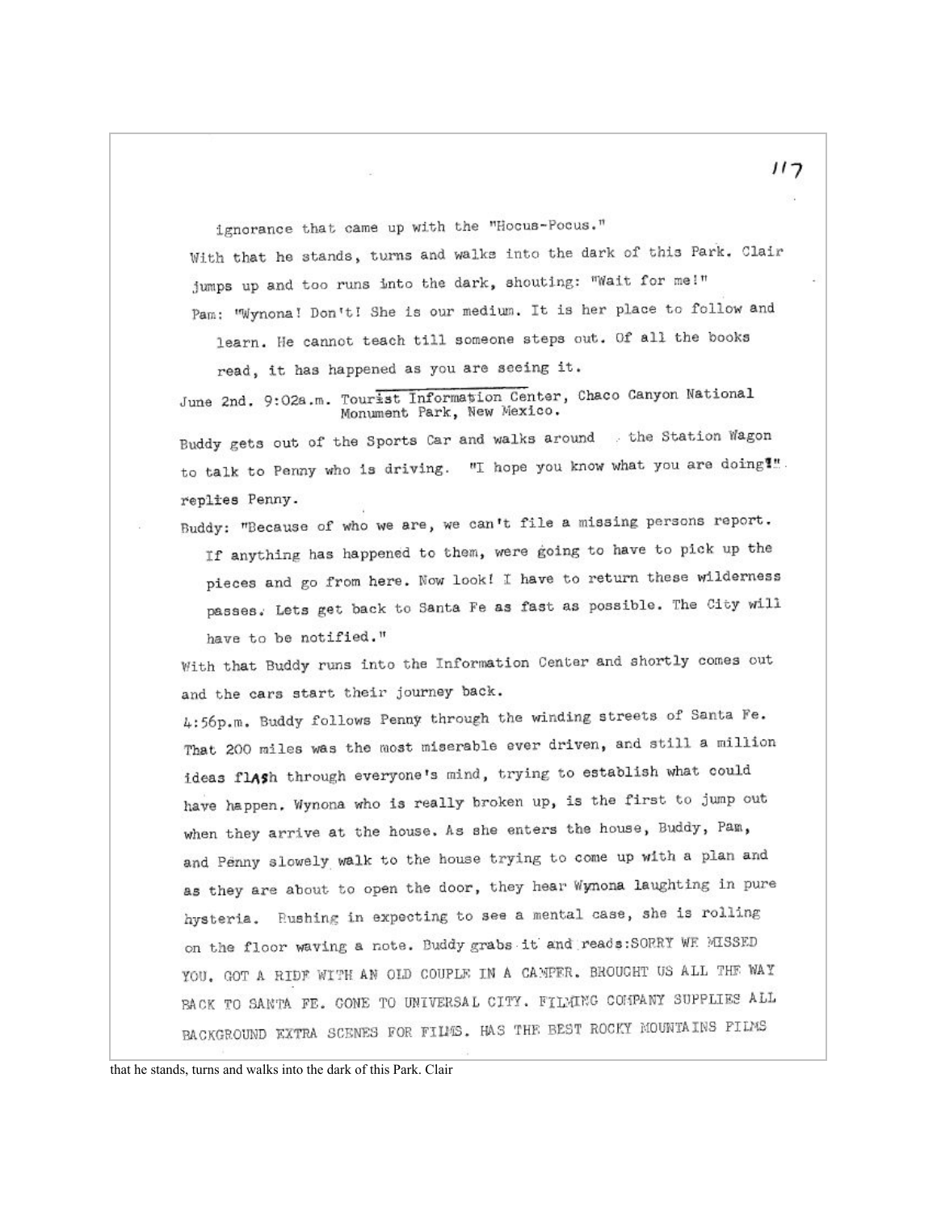ignorance that came up with the "Hocus-Pocus."

With that he stands, turns and walks into the dark of this Park. Clair jumps up and too runs into the dark, shouting: "Wait for me!"

Pam: "Wynona! Don't! She is our medium. It is her place to follow and learn. He cannot teach till someone steps out. Of all the books read, it has happened as you are seeing it.

June 2nd. 9:02a.m. Tourist Information Center, Chaco Canyon National Monument Park, New Mexico.

Buddy gets out of the Sports Car and walks around the Station Wagon to talk to Penny who is driving. "I hope you know what you are doing!". replies Penny.

Buddy: "Because of who we are, we can't file a missing persons report. If anything has happened to them, were going to have to pick up the pieces and go from here. Now look! I have to return these wilderness passes. Lets get back to Santa Fe as fast as possible. The City will have to be notified."

With that Buddy runs into the Information Center and shortly comes out and the cars start their journey back.

4:56p.m. Buddy follows Penny through the winding streets of Santa Fe. That 200 miles was the most miserable ever driven, and still a million ideas flash through everyone's mind, trying to establish what could have happen. Wynona who is really broken up, is the first to jump out when they arrive at the house. As she enters the house, Buddy, Pam, and Penny slowely walk to the house trying to come up with a plan and as they are about to open the door, they hear Wynona laughting in pure hysteria. Rushing in expecting to see a mental case, she is rolling on the floor waving a note. Buddy grabs it and reads:SORRY WE MISSED YOU. GOT A RIDE WITH AN OLD COUPLE IN A CAMPER. BROUGHT US ALL THE WAY BACK TO SANTA FE. GONE TO UNIVERSAL CITY. FILMING COMPANY SUPPLIES ALL BACKGROUND EXTRA SCENES FOR FILMS. HAS THE BEST ROCKY MOUNTAINS FILMS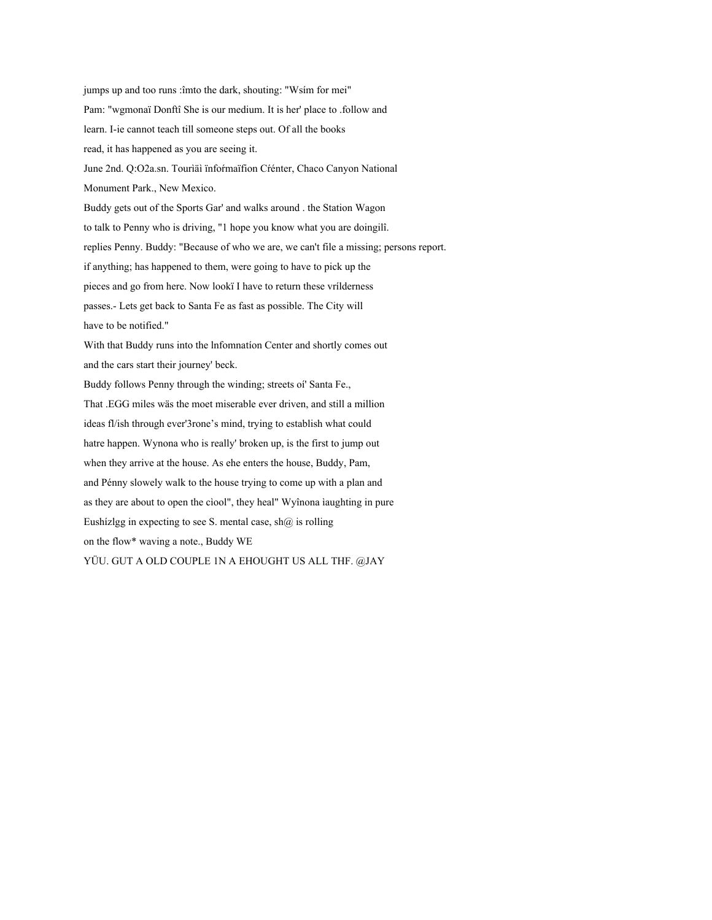jumps up and too runs :îmto the dark, shouting: "Wsím for mei"

Pam: "wgmonaï Donftî She is our medium. It is her' place to .follow and learn. I-ie cannot teach till someone steps out. Of all the books read, it has happened as you are seeing it.

June 2nd. Q:O2a.sn. Tourìäì ïnfoŕmaïfion Cŕénter, Chaco Canyon National Monument Park., New Mexico.

Buddy gets out of the Sports Gar' and walks around . the Station Wagon to talk to Penny who is driving, "1 hope you know what you are doingilî. replies Penny. Buddy: "Because of who we are, we can't file a missing; persons report. if anything; has happened to them, were going to have to pick up the pieces and go from here. Now lookï I have to return these vrílderness passes.- Lets get back to Santa Fe as fast as possible. The City will have to be notified."

With that Buddy runs into the lnfomnatíon Center and shortly comes out and the cars start their journey' beck.

Buddy follows Penny through the winding; streets oí' Santa Fe., That .EGG miles wäs the moet miserable ever driven, and still a million ideas fl/ish through ever'3rone’s mind, trying to establish what could hatre happen. Wynona who is really' broken up, is the first to jump out when they arrive at the house. As ehe enters the house, Buddy, Pam, and Pénny slowly walk to the house trying to come up with a plan and as they are about to open the cìool", they heal" Wyînona ìaughting in pure Eushízlgg in expecting to see S. mental case, sh@ is rolling on the flow* waving a note., Buddy WE

YÜU. GUT A OLD COUPLE 1N A EHOUGHT US ALL THF. @JAY